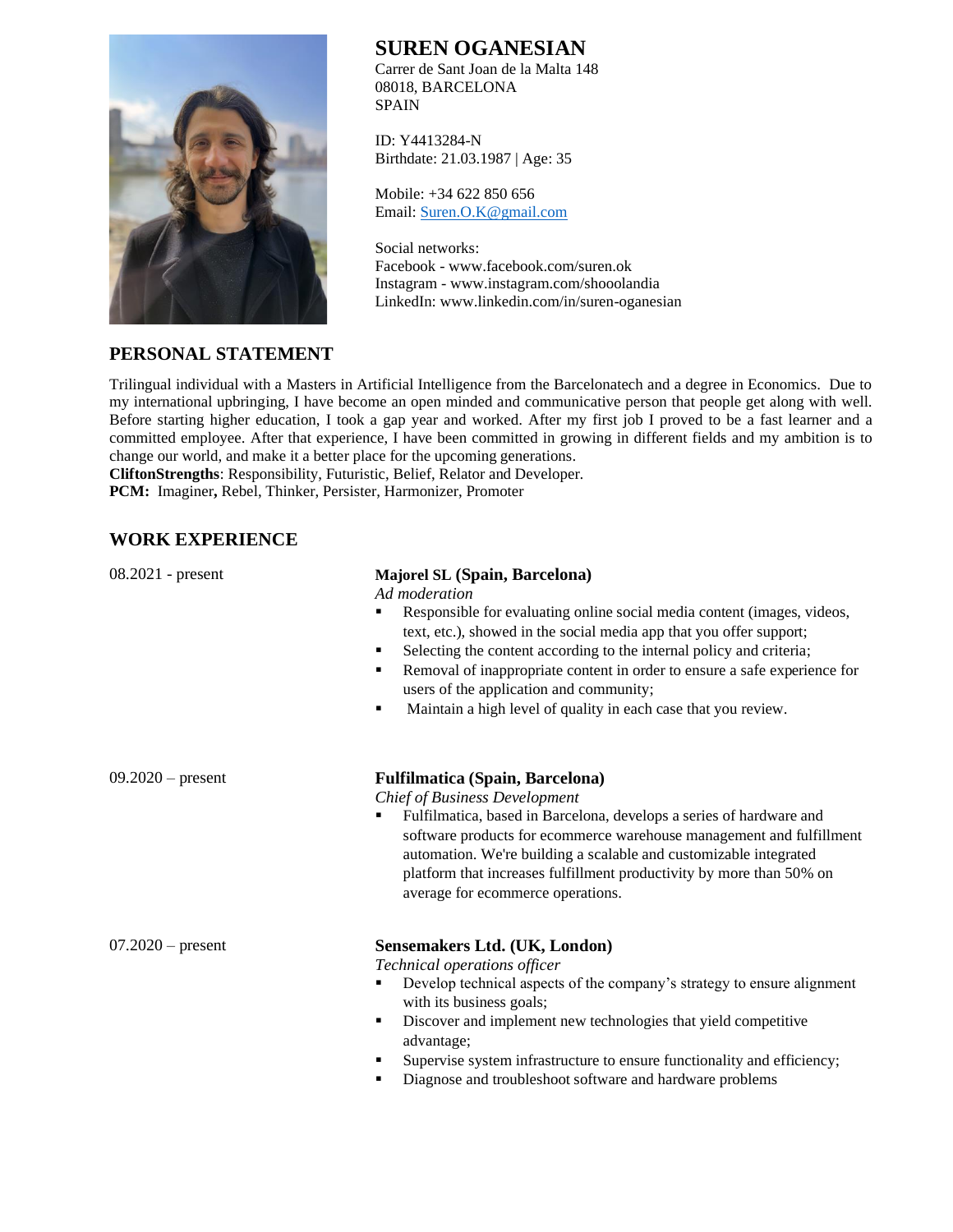# SUREN OGANESIAN

Carrer de Sant Joan de la Malta 148
08018, BARCELONA
SPAIN

ID: Y4413284-N
Birthdate: 21.03.1987 | Age: 35

Mobile: +34 622 850 656
Email: Suren.O.K@gmail.com

Social networks:
Facebook - www.facebook.com/suren.ok
Instagram - www.instagram.com/shooolandia
LinkedIn: www.linkedin.com/in/suren-oganesian

## PERSONAL STATEMENT

Trilingual individual with a Masters in Artificial Intelligence from the Barcelonatech and a degree in Economics. Due to my international upbringing, I have become an open minded and communicative person that people get along with well. Before starting higher education, I took a gap year and worked. After my first job I proved to be a fast learner and a committed employee. After that experience, I have been committed in growing in different fields and my ambition is to change our world, and make it a better place for the upcoming generations.

**CliftonStrengths**: Responsibility, Futuristic, Belief, Relator and Developer.

**PCM:** Imaginer**,** Rebel, Thinker, Persister, Harmonizer, Promoter

## WORK EXPERIENCE

08.2021 - present

**Majorel SL (Spain, Barcelona)**

*Ad moderation*

- Responsible for evaluating online social media content (images, videos, text, etc.), showed in the social media app that you offer support;
- Selecting the content according to the internal policy and criteria;
- Removal of inappropriate content in order to ensure a safe experience for users of the application and community;
- Maintain a high level of quality in each case that you review.

09.2020 – present

**Fulfilmatica (Spain, Barcelona)**

*Chief of Business Development*

- Fulfilmatica, based in Barcelona, develops a series of hardware and software products for ecommerce warehouse management and fulfillment automation. We're building a scalable and customizable integrated platform that increases fulfillment productivity by more than 50% on average for ecommerce operations.

07.2020 – present

**Sensemakers Ltd. (UK, London)**

*Technical operations officer*

- Develop technical aspects of the company's strategy to ensure alignment with its business goals;
- Discover and implement new technologies that yield competitive advantage;
- Supervise system infrastructure to ensure functionality and efficiency;
- Diagnose and troubleshoot software and hardware problems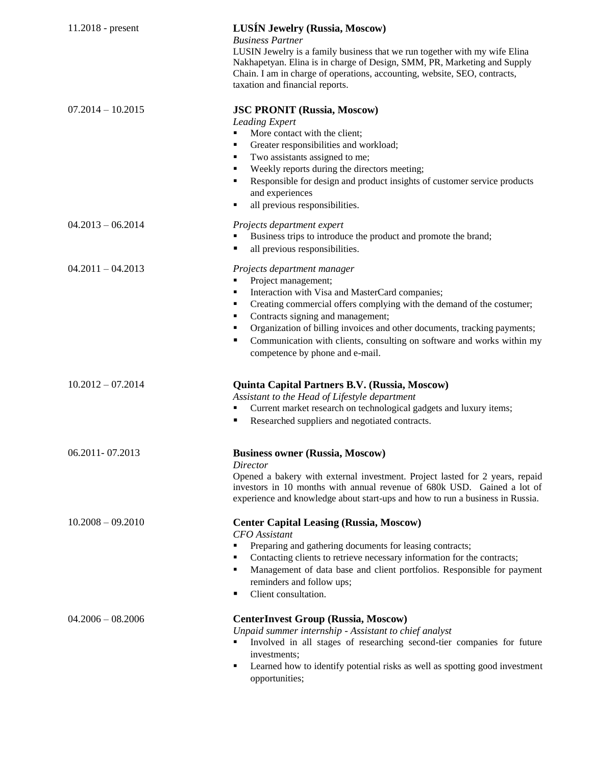11.2018 - present

**LUSÍN Jewelry (Russia, Moscow)**
*Business Partner*
LUSIN Jewelry is a family business that we run together with my wife Elina Nakhapetyan. Elina is in charge of Design, SMM, PR, Marketing and Supply Chain. I am in charge of operations, accounting, website, SEO, contracts, taxation and financial reports.

07.2014 – 10.2015

**JSC PRONIT (Russia, Moscow)**
*Leading Expert*

- More contact with the client;
- Greater responsibilities and workload;
- Two assistants assigned to me;
- Weekly reports during the directors meeting;
- Responsible for design and product insights of customer service products and experiences
- all previous responsibilities.

04.2013 – 06.2014

*Projects department expert*

- Business trips to introduce the product and promote the brand;
- all previous responsibilities.

04.2011 – 04.2013

*Projects department manager*

- Project management;
- Interaction with Visa and MasterCard companies;
- Creating commercial offers complying with the demand of the costumer;
- Contracts signing and management;
- Organization of billing invoices and other documents, tracking payments;
- Communication with clients, consulting on software and works within my competence by phone and e-mail.

10.2012 – 07.2014

**Quinta Capital Partners B.V. (Russia, Moscow)**
*Assistant to the Head of Lifestyle department*

- Current market research on technological gadgets and luxury items;
- Researched suppliers and negotiated contracts.

06.2011- 07.2013

**Business owner (Russia, Moscow)**
*Director*
Opened a bakery with external investment. Project lasted for 2 years, repaid investors in 10 months with annual revenue of 680k USD. Gained a lot of experience and knowledge about start-ups and how to run a business in Russia.

10.2008 – 09.2010

**Center Capital Leasing (Russia, Moscow)**
*CFO Assistant*

- Preparing and gathering documents for leasing contracts;
- Contacting clients to retrieve necessary information for the contracts;
- Management of data base and client portfolios. Responsible for payment reminders and follow ups;
- Client consultation.

04.2006 – 08.2006

**CenterInvest Group (Russia, Moscow)**
*Unpaid summer internship - Assistant to chief analyst*

- Involved in all stages of researching second-tier companies for future investments;
- Learned how to identify potential risks as well as spotting good investment opportunities;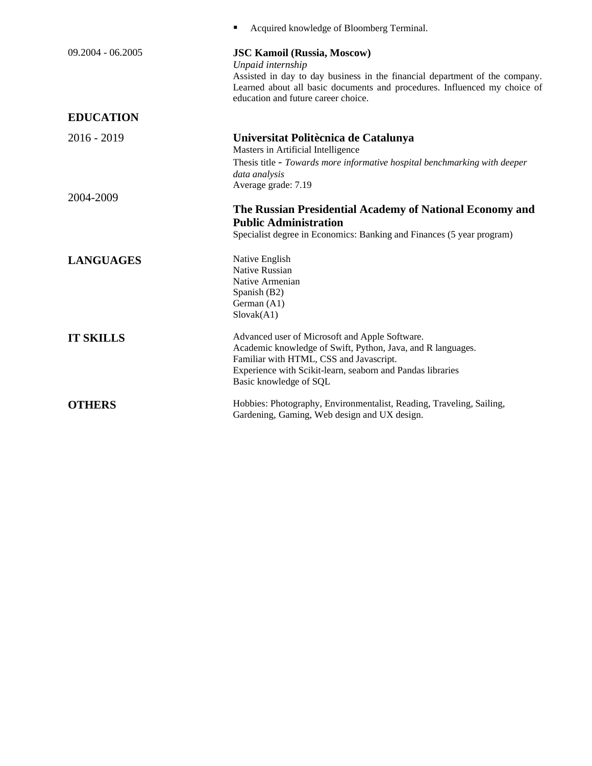- Acquired knowledge of Bloomberg Terminal.

09.2004 - 06.2005

**JSC Kamoil (Russia, Moscow)**
*Unpaid internship*
Assisted in day to day business in the financial department of the company. Learned about all basic documents and procedures. Influenced my choice of education and future career choice.

## EDUCATION

2016 - 2019

**Universitat Politècnica de Catalunya**
Masters in Artificial Intelligence
Thesis title - *Towards more informative hospital benchmarking with deeper data analysis*
Average grade: 7.19

2004-2009

**The Russian Presidential Academy of National Economy and Public Administration**
Specialist degree in Economics: Banking and Finances (5 year program)

## LANGUAGES

Native English
Native Russian
Native Armenian
Spanish (B2)
German (A1)
Slovak(A1)

## IT SKILLS

Advanced user of Microsoft and Apple Software.
Academic knowledge of Swift, Python, Java, and R languages.
Familiar with HTML, CSS and Javascript.
Experience with Scikit-learn, seaborn and Pandas libraries
Basic knowledge of SQL

## OTHERS

Hobbies: Photography, Environmentalist, Reading, Traveling, Sailing, Gardening, Gaming, Web design and UX design.